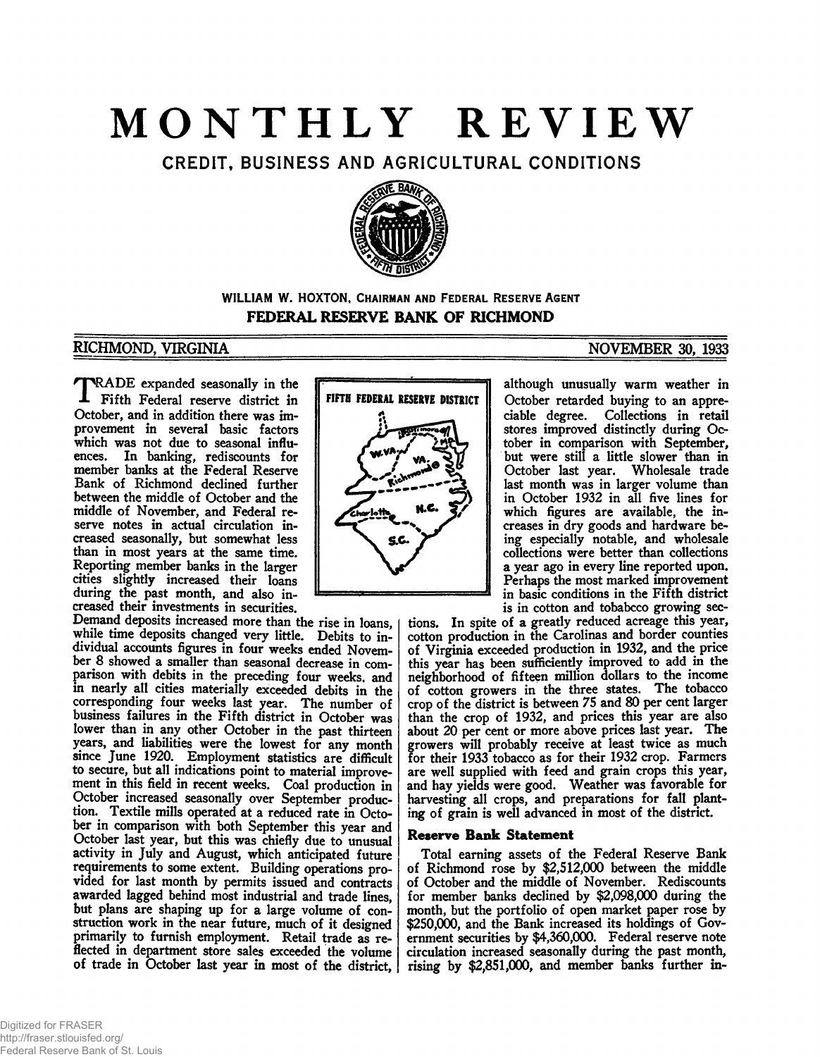# MONTHLY REVIEW

## CREDIT, BUSINESS AND AGRICULTURAL CONDITIONS

WILLIAM W. HOXTON, CHAIRMAN AND FEDERAL RESERVE AGENT

**FEDERAL RESERVE BANK OF RICHMOND**

RICHMOND, VIRGINIA — NOVEMBER 30, 1933

TRADE expanded seasonally in the Fifth Federal reserve district in October, and in addition there was improvement in several basic factors which was not due to seasonal influences. In banking, rediscounts for member banks at the Federal Reserve Bank of Richmond declined further between the middle of October and the middle of November, and Federal reserve notes in actual circulation increased seasonally, but somewhat less than in most years at the same time. Reporting member banks in the larger cities slightly increased their loans during the past month, and also increased their investments in securities. Demand deposits increased more than the rise in loans, while time deposits changed very little. Debits to individual accounts figures in four weeks ended November 8 showed a smaller than seasonal decrease in comparison with debits in the preceding four weeks, and in nearly all cities materially exceeded debits in the corresponding four weeks last year. The number of business failures in the Fifth district in October was lower than in any other October in the past thirteen years, and liabilities were the lowest for any month since June 1920. Employment statistics are difficult to secure, but all indications point to material improvement in this field in recent weeks. Coal production in October increased seasonally over September production. Textile mills operated at a reduced rate in October in comparison with both September this year and October last year, but this was chiefly due to unusual activity in July and August, which anticipated future requirements to some extent. Building operations provided for last month by permits issued and contracts awarded lagged behind most industrial and trade lines, but plans are shaping up for a large volume of construction work in the near future, much of it designed primarily to furnish employment. Retail trade as reflected in department store sales exceeded the volume of trade in October last year in most of the district, although unusually warm weather in October retarded buying to an appreciable degree. Collections in retail stores improved distinctly during October in comparison with September, but were still a little slower than in October last year. Wholesale trade last month was in larger volume than in October 1932 in all five lines for which figures are available, the increases in dry goods and hardware being especially notable, and wholesale collections were better than collections a year ago in every line reported upon. Perhaps the most marked improvement in basic conditions in the Fifth district is in cotton and tobacco growing sections. In spite of a greatly reduced acreage this year, cotton production in the Carolinas and border counties of Virginia exceeded production in 1932, and the price this year has been sufficiently improved to add in the neighborhood of fifteen million dollars to the income of cotton growers in the three states. The tobacco crop of the district is between 75 and 80 per cent larger than the crop of 1932, and prices this year are also about 20 per cent or more above prices last year. The growers will probably receive at least twice as much for their 1933 tobacco as for their 1932 crop. Farmers are well supplied with feed and grain crops this year, and hay yields were good. Weather was favorable for harvesting all crops, and preparations for fall planting of grain is well advanced in most of the district.

### Reserve Bank Statement

Total earning assets of the Federal Reserve Bank of Richmond rose by $2,512,000 between the middle of October and the middle of November. Rediscounts for member banks declined by $2,098,000 during the month, but the portfolio of open market paper rose by $250,000, and the Bank increased its holdings of Government securities by $4,360,000. Federal reserve note circulation increased seasonally during the past month, rising by $2,851,000, and member banks further in-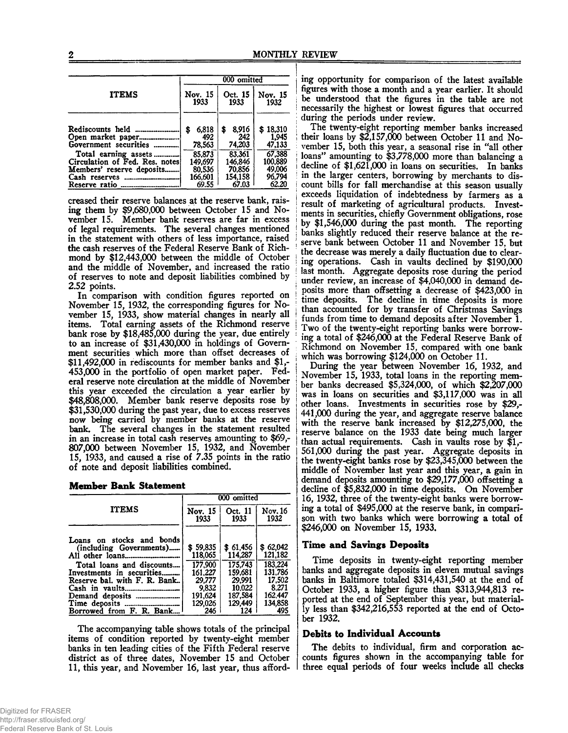| ITEMS | 000 omitted | | |
|---|---|---|---|
| | Nov. 15 1933 | Oct. 15 1933 | Nov. 15 1932 |
| Rediscounts held | $ 6,818 | $ 8,916 | $ 18,310 |
| Open market paper | 492 | 242 | 1,945 |
| Government securities | 78,563 | 74,203 | 47,133 |
| Total earning assets | 85,873 | 83,361 | 67,388 |
| Circulation of Fed. Res. notes | 149,697 | 146,846 | 100,889 |
| Members' reserve deposits | 80,536 | 70,856 | 49,006 |
| Cash reserves | 166,601 | 154,158 | 96,794 |
| Reserve ratio | 69.55 | 67.03 | 62.20 |

creased their reserve balances at the reserve bank, raising them by $9,680,000 between October 15 and November 15. Member bank reserves are far in excess of legal requirements. The several changes mentioned in the statement with others of less importance, raised the cash reserves of the Federal Reserve Bank of Richmond by $12,443,000 between the middle of October and the middle of November, and increased the ratio of reserves to note and deposit liabilities combined by 2.52 points.

In comparison with condition figures reported on November 15, 1932, the corresponding figures for November 15, 1933, show material changes in nearly all items. Total earning assets of the Richmond reserve bank rose by $18,485,000 during the year, due entirely to an increase of $31,430,000 in holdings of Government securities which more than offset decreases of $11,492,000 in rediscounts for member banks and $1,453,000 in the portfolio of open market paper. Federal reserve note circulation at the middle of November this year exceeded the circulation a year earlier by $48,808,000. Member bank reserve deposits rose by $31,530,000 during the past year, due to excess reserves now being carried by member banks at the reserve bank. The several changes in the statement resulted in an increase in total cash reserves amounting to $69,807,000 between November 15, 1932, and November 15, 1933, and caused a rise of 7.35 points in the ratio of note and deposit liabilities combined.

## Member Bank Statement

| ITEMS | 000 omitted | | |
|---|---|---|---|
| | Nov. 15 1933 | Oct. 11 1933 | Nov. 16 1932 |
| Loans on stocks and bonds (including Governments) | $ 59,835 | $ 61,456 | $ 62,042 |
| All other loans | 118,065 | 114,287 | 121,182 |
| Total loans and discounts | 177,900 | 175,743 | 183,224 |
| Investments in securities | 161,227 | 159,681 | 131,786 |
| Reserve bal. with F. R. Bank | 29,777 | 29,991 | 17,502 |
| Cash in vaults | 9,832 | 10,022 | 8,271 |
| Demand deposits | 191,624 | 187,584 | 162,447 |
| Time deposits | 129,026 | 129,449 | 134,858 |
| Borrowed from F. R. Bank | 246 | 124 | 495 |

The accompanying table shows totals of the principal items of condition reported by twenty-eight member banks in ten leading cities of the Fifth Federal reserve district as of three dates, November 15 and October 11, this year, and November 16, last year, thus affording opportunity for comparison of the latest available figures with those a month and a year earlier. It should be understood that the figures in the table are not necessarily the highest or lowest figures that occurred during the periods under review.

The twenty-eight reporting member banks increased their loans by $2,157,000 between October 11 and November 15, both this year, a seasonal rise in "all other loans" amounting to $3,778,000 more than balancing a decline of $1,621,000 in loans on securities. In banks in the larger centers, borrowing by merchants to discount bills for fall merchandise at this season usually exceeds liquidation of indebtedness by farmers as a result of marketing of agricultural products. Investments in securities, chiefly Government obligations, rose by $1,546,000 during the past month. The reporting banks slightly reduced their reserve balance at the reserve bank between October 11 and November 15, but the decrease was merely a daily fluctuation due to clearing operations. Cash in vaults declined by $190,000 last month. Aggregate deposits rose during the period under review, an increase of $4,040,000 in demand deposits more than offsetting a decrease of $423,000 in time deposits. The decline in time deposits is more than accounted for by transfer of Christmas Savings funds from time to demand deposits after November 1. Two of the twenty-eight reporting banks were borrowing a total of $246,000 at the Federal Reserve Bank of Richmond on November 15, compared with one bank which was borrowing $124,000 on October 11.

During the year between November 16, 1932, and November 15, 1933, total loans in the reporting member banks decreased $5,324,000, of which $2,207,000 was in loans on securities and $3,117,000 was in all other loans. Investments in securities rose by $29,441,000 during the year, and aggregate reserve balance with the reserve bank increased by $12,275,000, the reserve balance on the 1933 date being much larger than actual requirements. Cash in vaults rose by $1,561,000 during the past year. Aggregate deposits in the twenty-eight banks rose by $23,345,000 between the middle of November last year and this year, a gain in demand deposits amounting to $29,177,000 offsetting a decline of $5,832,000 in time deposits. On November 16, 1932, three of the twenty-eight banks were borrowing a total of $495,000 at the reserve bank, in comparison with two banks which were borrowing a total of $246,000 on November 15, 1933.

## Time and Savings Deposits

Time deposits in twenty-eight reporting member banks and aggregate deposits in eleven mutual savings banks in Baltimore totaled $314,431,540 at the end of October 1933, a higher figure than $313,944,813 reported at the end of September this year, but materially less than $342,216,553 reported at the end of October 1932.

## Debits to Individual Accounts

The debits to individual, firm and corporation accounts figures shown in the accompanying table for three equal periods of four weeks include all checks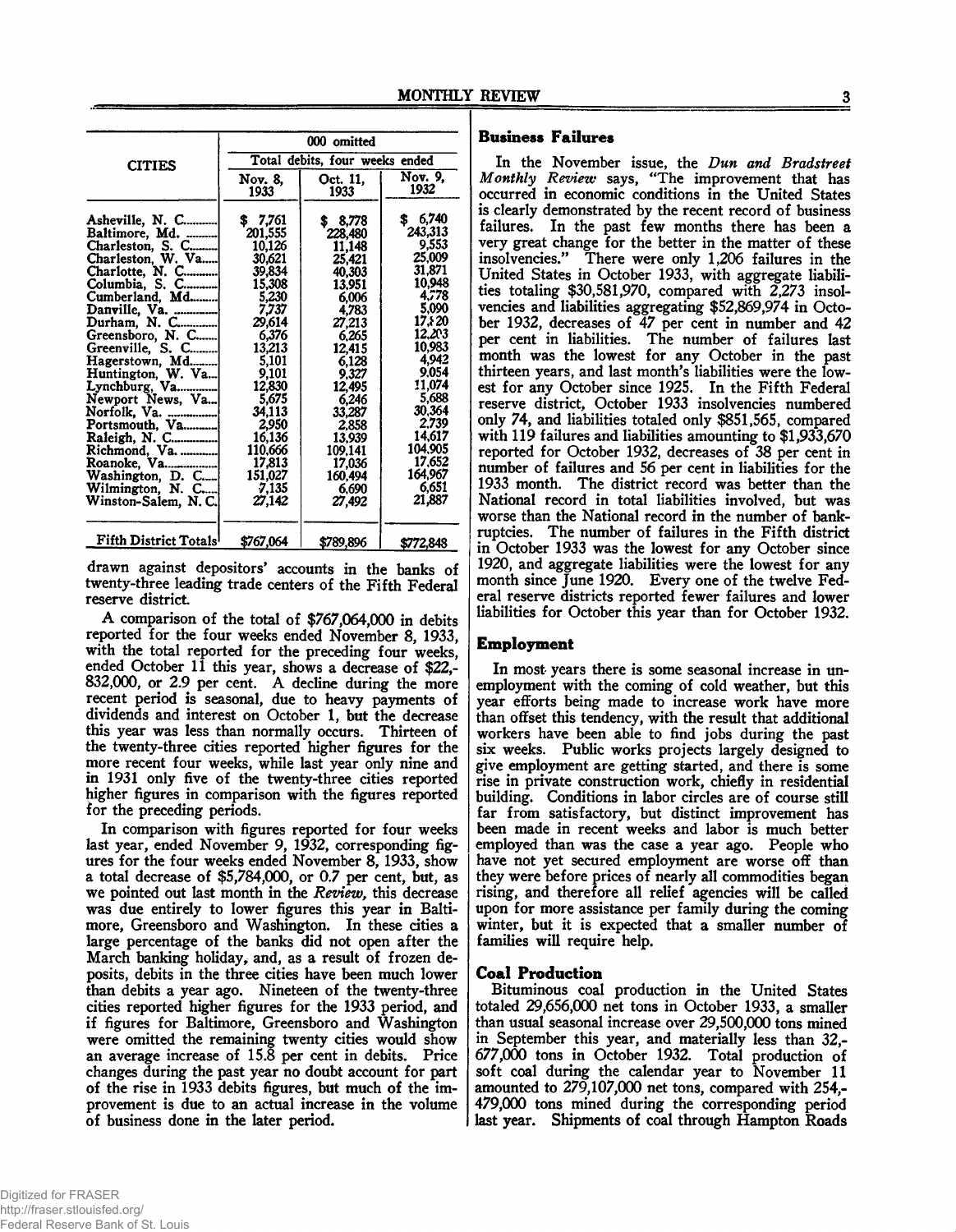| CITIES | 000 omitted | | |
|---|---|---|---|
| | Total debits, four weeks ended | | |
| | Nov. 8, 1933 | Oct. 11, 1933 | Nov. 9, 1932 |
| Asheville, N. C. | $ 7,761 | $ 8,778 | $ 6,740 |
| Baltimore, Md. | 201,555 | 228,480 | 243,313 |
| Charleston, S. C. | 10,126 | 11,148 | 9,553 |
| Charleston, W. Va. | 30,621 | 25,421 | 25,009 |
| Charlotte, N. C. | 39,834 | 40,303 | 31,871 |
| Columbia, S. C. | 15,308 | 13,951 | 10,948 |
| Cumberland, Md. | 5,230 | 6,006 | 4,778 |
| Danville, Va. | 7,737 | 4,783 | 5,090 |
| Durham, N. C. | 29,614 | 27,213 | 17,320 |
| Greensboro, N. C. | 6,376 | 6,265 | 12,203 |
| Greenville, S. C. | 13,213 | 12,415 | 10,983 |
| Hagerstown, Md. | 5,101 | 6,128 | 4,942 |
| Huntington, W. Va. | 9,101 | 9,327 | 9,054 |
| Lynchburg, Va. | 12,830 | 12,495 | 11,074 |
| Newport News, Va. | 5,675 | 6,246 | 5,688 |
| Norfolk, Va. | 34,113 | 33,287 | 30,364 |
| Portsmouth, Va. | 2,950 | 2,858 | 2,739 |
| Raleigh, N. C. | 16,136 | 13,939 | 14,617 |
| Richmond, Va. | 110,666 | 109,141 | 104,905 |
| Roanoke, Va. | 17,813 | 17,036 | 17,652 |
| Washington, D. C. | 151,027 | 160,494 | 164,967 |
| Wilmington, N. C. | 7,135 | 6,690 | 6,651 |
| Winston-Salem, N. C. | 27,142 | 27,492 | 21,887 |
| Fifth District Totals | $767,064 | $789,896 | $772,848 |

drawn against depositors' accounts in the banks of twenty-three leading trade centers of the Fifth Federal reserve district.

A comparison of the total of $767,064,000 in debits reported for the four weeks ended November 8, 1933, with the total reported for the preceding four weeks, ended October 11 this year, shows a decrease of $22,832,000, or 2.9 per cent. A decline during the more recent period is seasonal, due to heavy payments of dividends and interest on October 1, but the decrease this year was less than normally occurs. Thirteen of the twenty-three cities reported higher figures for the more recent four weeks, while last year only nine and in 1931 only five of the twenty-three cities reported higher figures in comparison with the figures reported for the preceding periods.

In comparison with figures reported for four weeks last year, ended November 9, 1932, corresponding figures for the four weeks ended November 8, 1933, show a total decrease of $5,784,000, or 0.7 per cent, but, as we pointed out last month in the *Review*, this decrease was due entirely to lower figures this year in Baltimore, Greensboro and Washington. In these cities a large percentage of the banks did not open after the March banking holiday, and, as a result of frozen deposits, debits in the three cities have been much lower than debits a year ago. Nineteen of the twenty-three cities reported higher figures for the 1933 period, and if figures for Baltimore, Greensboro and Washington were omitted the remaining twenty cities would show an average increase of 15.8 per cent in debits. Price changes during the past year no doubt account for part of the rise in 1933 debits figures, but much of the improvement is due to an actual increase in the volume of business done in the later period.

## Business Failures

In the November issue, the *Dun and Bradstreet Monthly Review* says, "The improvement that has occurred in economic conditions in the United States is clearly demonstrated by the recent record of business failures. In the past few months there has been a very great change for the better in the matter of these insolvencies." There were only 1,206 failures in the United States in October 1933, with aggregate liabilities totaling $30,581,970, compared with 2,273 insolvencies and liabilities aggregating $52,869,974 in October 1932, decreases of 47 per cent in number and 42 per cent in liabilities. The number of failures last month was the lowest for any October in the past thirteen years, and last month's liabilities were the lowest for any October since 1925. In the Fifth Federal reserve district, October 1933 insolvencies numbered only 74, and liabilities totaled only $851,565, compared with 119 failures and liabilities amounting to $1,933,670 reported for October 1932, decreases of 38 per cent in number of failures and 56 per cent in liabilities for the 1933 month. The district record was better than the National record in total liabilities involved, but was worse than the National record in the number of bankruptcies. The number of failures in the Fifth district in October 1933 was the lowest for any October since 1920, and aggregate liabilities were the lowest for any month since June 1920. Every one of the twelve Federal reserve districts reported fewer failures and lower liabilities for October this year than for October 1932.

## Employment

In most years there is some seasonal increase in unemployment with the coming of cold weather, but this year efforts being made to increase work have more than offset this tendency, with the result that additional workers have been able to find jobs during the past six weeks. Public works projects largely designed to give employment are getting started, and there is some rise in private construction work, chiefly in residential building. Conditions in labor circles are of course still far from satisfactory, but distinct improvement has been made in recent weeks and labor is much better employed than was the case a year ago. People who have not yet secured employment are worse off than they were before prices of nearly all commodities began rising, and therefore all relief agencies will be called upon for more assistance per family during the coming winter, but it is expected that a smaller number of families will require help.

## Coal Production

Bituminous coal production in the United States totaled 29,656,000 net tons in October 1933, a smaller than usual seasonal increase over 29,500,000 tons mined in September this year, and materially less than 32,677,000 tons in October 1932. Total production of soft coal during the calendar year to November 11 amounted to 279,107,000 net tons, compared with 254,479,000 tons mined during the corresponding period last year. Shipments of coal through Hampton Roads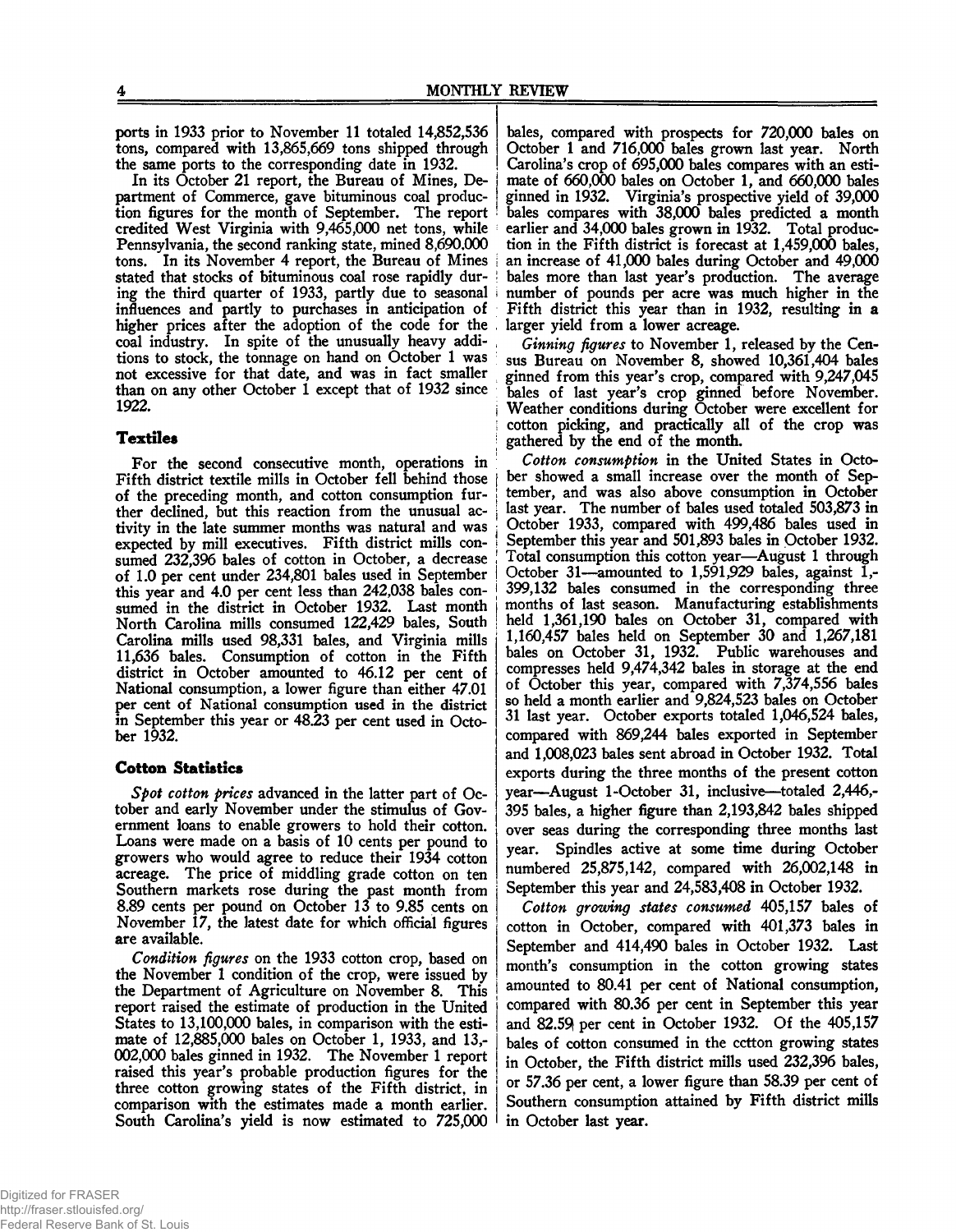ports in 1933 prior to November 11 totaled 14,852,536 tons, compared with 13,865,669 tons shipped through the same ports to the corresponding date in 1932.

In its October 21 report, the Bureau of Mines, Department of Commerce, gave bituminous coal production figures for the month of September. The report credited West Virginia with 9,465,000 net tons, while Pennsylvania, the second ranking state, mined 8,690,000 tons. In its November 4 report, the Bureau of Mines stated that stocks of bituminous coal rose rapidly during the third quarter of 1933, partly due to seasonal influences and partly to purchases in anticipation of higher prices after the adoption of the code for the coal industry. In spite of the unusually heavy additions to stock, the tonnage on hand on October 1 was not excessive for that date, and was in fact smaller than on any other October 1 except that of 1932 since 1922.

## Textiles

For the second consecutive month, operations in Fifth district textile mills in October fell behind those of the preceding month, and cotton consumption further declined, but this reaction from the unusual activity in the late summer months was natural and was expected by mill executives. Fifth district mills consumed 232,396 bales of cotton in October, a decrease of 1.0 per cent under 234,801 bales used in September this year and 4.0 per cent less than 242,038 bales consumed in the district in October 1932. Last month North Carolina mills consumed 122,429 bales, South Carolina mills used 98,331 bales, and Virginia mills 11,636 bales. Consumption of cotton in the Fifth district in October amounted to 46.12 per cent of National consumption, a lower figure than either 47.01 per cent of National consumption used in the district in September this year or 48.23 per cent used in October 1932.

## Cotton Statistics

*Spot cotton prices* advanced in the latter part of October and early November under the stimulus of Government loans to enable growers to hold their cotton. Loans were made on a basis of 10 cents per pound to growers who would agree to reduce their 1934 cotton acreage. The price of middling grade cotton on ten Southern markets rose during the past month from 8.89 cents per pound on October 13 to 9.85 cents on November 17, the latest date for which official figures are available.

*Condition figures* on the 1933 cotton crop, based on the November 1 condition of the crop, were issued by the Department of Agriculture on November 8. This report raised the estimate of production in the United States to 13,100,000 bales, in comparison with the estimate of 12,885,000 bales on October 1, 1933, and 13,002,000 bales ginned in 1932. The November 1 report raised this year's probable production figures for the three cotton growing states of the Fifth district, in comparison with the estimates made a month earlier. South Carolina's yield is now estimated to 725,000 bales, compared with prospects for 720,000 bales on October 1 and 716,000 bales grown last year. North Carolina's crop of 695,000 bales compares with an estimate of 660,000 bales on October 1, and 660,000 bales ginned in 1932. Virginia's prospective yield of 39,000 bales compares with 38,000 bales predicted a month earlier and 34,000 bales grown in 1932. Total production in the Fifth district is forecast at 1,459,000 bales, an increase of 41,000 bales during October and 49,000 bales more than last year's production. The average number of pounds per acre was much higher in the Fifth district this year than in 1932, resulting in a larger yield from a lower acreage.

*Ginning figures* to November 1, released by the Census Bureau on November 8, showed 10,361,404 bales ginned from this year's crop, compared with 9,247,045 bales of last year's crop ginned before November. Weather conditions during October were excellent for cotton picking, and practically all of the crop was gathered by the end of the month.

*Cotton consumption* in the United States in October showed a small increase over the month of September, and was also above consumption in October last year. The number of bales used totaled 503,873 in October 1933, compared with 499,486 bales used in September this year and 501,893 bales in October 1932. Total consumption this cotton year—August 1 through October 31—amounted to 1,591,929 bales, against 1,399,132 bales consumed in the corresponding three months of last season. Manufacturing establishments held 1,361,190 bales on October 31, compared with 1,160,457 bales held on September 30 and 1,267,181 bales on October 31, 1932. Public warehouses and compresses held 9,474,342 bales in storage at the end of October this year, compared with 7,374,556 bales so held a month earlier and 9,824,523 bales on October 31 last year. October exports totaled 1,046,524 bales, compared with 869,244 bales exported in September and 1,008,023 bales sent abroad in October 1932. Total exports during the three months of the present cotton year—August 1-October 31, inclusive—totaled 2,446,395 bales, a higher figure than 2,193,842 bales shipped over seas during the corresponding three months last year. Spindles active at some time during October numbered 25,875,142, compared with 26,002,148 in September this year and 24,583,408 in October 1932.

*Cotton growing states consumed* 405,157 bales of cotton in October, compared with 401,373 bales in September and 414,490 bales in October 1932. Last month's consumption in the cotton growing states amounted to 80.41 per cent of National consumption, compared with 80.36 per cent in September this year and 82.59 per cent in October 1932. Of the 405,157 bales of cotton consumed in the cotton growing states in October, the Fifth district mills used 232,396 bales, or 57.36 per cent, a lower figure than 58.39 per cent of Southern consumption attained by Fifth district mills in October last year.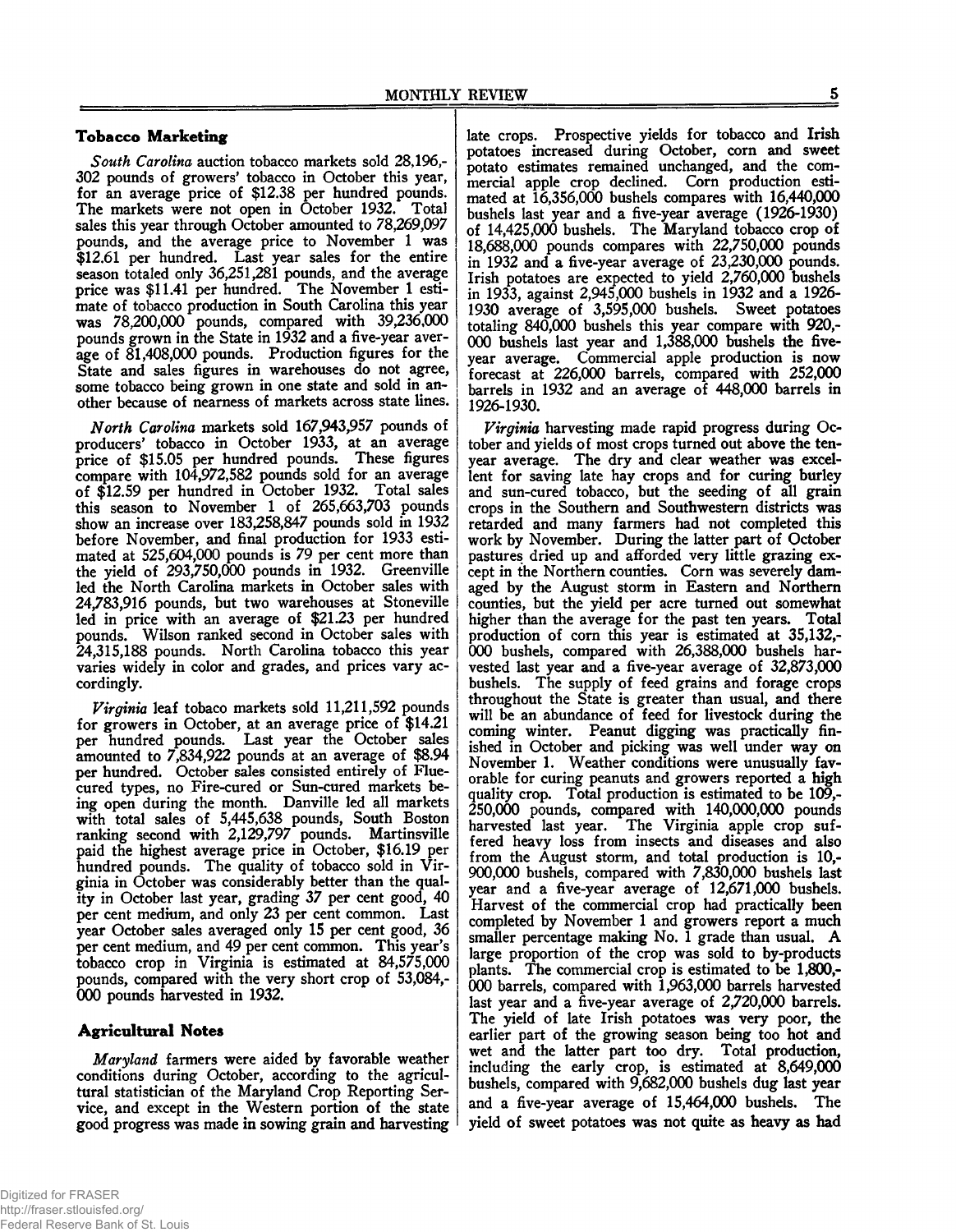## Tobacco Marketing

*South Carolina* auction tobacco markets sold 28,196,302 pounds of growers' tobacco in October this year, for an average price of $12.38 per hundred pounds. The markets were not open in October 1932. Total sales this year through October amounted to 78,269,097 pounds, and the average price to November 1 was $12.61 per hundred. Last year sales for the entire season totaled only 36,251,281 pounds, and the average price was $11.41 per hundred. The November 1 estimate of tobacco production in South Carolina this year was 78,200,000 pounds, compared with 39,236,000 pounds grown in the State in 1932 and a five-year average of 81,408,000 pounds. Production figures for the State and sales figures in warehouses do not agree, some tobacco being grown in one state and sold in another because of nearness of markets across state lines.

*North Carolina* markets sold 167,943,957 pounds of producers' tobacco in October 1933, at an average price of $15.05 per hundred pounds. These figures compare with 104,972,582 pounds sold for an average of $12.59 per hundred in October 1932. Total sales this season to November 1 of 265,663,703 pounds show an increase over 183,258,847 pounds sold in 1932 before November, and final production for 1933 estimated at 525,604,000 pounds is 79 per cent more than the yield of 293,750,000 pounds in 1932. Greenville led the North Carolina markets in October sales with 24,783,916 pounds, but two warehouses at Stoneville led in price with an average of $21.23 per hundred pounds. Wilson ranked second in October sales with 24,315,188 pounds. North Carolina tobacco this year varies widely in color and grades, and prices vary accordingly.

*Virginia* leaf tobaco markets sold 11,211,592 pounds for growers in October, at an average price of $14.21 per hundred pounds. Last year the October sales amounted to 7,834,922 pounds at an average of $8.94 per hundred. October sales consisted entirely of Flue-cured types, no Fire-cured or Sun-cured markets being open during the month. Danville led all markets with total sales of 5,445,638 pounds, South Boston ranking second with 2,129,797 pounds. Martinsville paid the highest average price in October, $16.19 per hundred pounds. The quality of tobacco sold in Virginia in October was considerably better than the quality in October last year, grading 37 per cent good, 40 per cent medium, and only 23 per cent common. Last year October sales averaged only 15 per cent good, 36 per cent medium, and 49 per cent common. This year's tobacco crop in Virginia is estimated at 84,575,000 pounds, compared with the very short crop of 53,084,000 pounds harvested in 1932.

## Agricultural Notes

*Maryland* farmers were aided by favorable weather conditions during October, according to the agricultural statistician of the Maryland Crop Reporting Service, and except in the Western portion of the state good progress was made in sowing grain and harvesting late crops. Prospective yields for tobacco and Irish potatoes increased during October, corn and sweet potato estimates remained unchanged, and the commercial apple crop declined. Corn production estimated at 16,356,000 bushels compares with 16,440,000 bushels last year and a five-year average (1926-1930) of 14,425,000 bushels. The Maryland tobacco crop of 18,688,000 pounds compares with 22,750,000 pounds in 1932 and a five-year average of 23,230,000 pounds. Irish potatoes are expected to yield 2,760,000 bushels in 1933, against 2,945,000 bushels in 1932 and a 1926-1930 average of 3,595,000 bushels. Sweet potatoes totaling 840,000 bushels this year compare with 920,000 bushels last year and 1,388,000 bushels the five-year average. Commercial apple production is now forecast at 226,000 barrels, compared with 252,000 barrels in 1932 and an average of 448,000 barrels in 1926-1930.

*Virginia* harvesting made rapid progress during October and yields of most crops turned out above the ten-year average. The dry and clear weather was excellent for saving late hay crops and for curing burley and sun-cured tobacco, but the seeding of all grain crops in the Southern and Southwestern districts was retarded and many farmers had not completed this work by November. During the latter part of October pastures dried up and afforded very little grazing except in the Northern counties. Corn was severely damaged by the August storm in Eastern and Northern counties, but the yield per acre turned out somewhat higher than the average for the past ten years. Total production of corn this year is estimated at 35,132,000 bushels, compared with 26,388,000 bushels harvested last year and a five-year average of 32,873,000 bushels. The supply of feed grains and forage crops throughout the State is greater than usual, and there will be an abundance of feed for livestock during the coming winter. Peanut digging was practically finished in October and picking was well under way on November 1. Weather conditions were unusually favorable for curing peanuts and growers reported a high quality crop. Total production is estimated to be 109,250,000 pounds, compared with 140,000,000 pounds harvested last year. The Virginia apple crop suffered heavy loss from insects and diseases and also from the August storm, and total production is 10,900,000 bushels, compared with 7,830,000 bushels last year and a five-year average of 12,671,000 bushels. Harvest of the commercial crop had practically been completed by November 1 and growers report a much smaller percentage making No. 1 grade than usual. A large proportion of the crop was sold to by-products plants. The commercial crop is estimated to be 1,800,000 barrels, compared with 1,963,000 barrels harvested last year and a five-year average of 2,720,000 barrels. The yield of late Irish potatoes was very poor, the earlier part of the growing season being too hot and wet and the latter part too dry. Total production, including the early crop, is estimated at 8,649,000 bushels, compared with 9,682,000 bushels dug last year and a five-year average of 15,464,000 bushels. The yield of sweet potatoes was not quite as heavy as had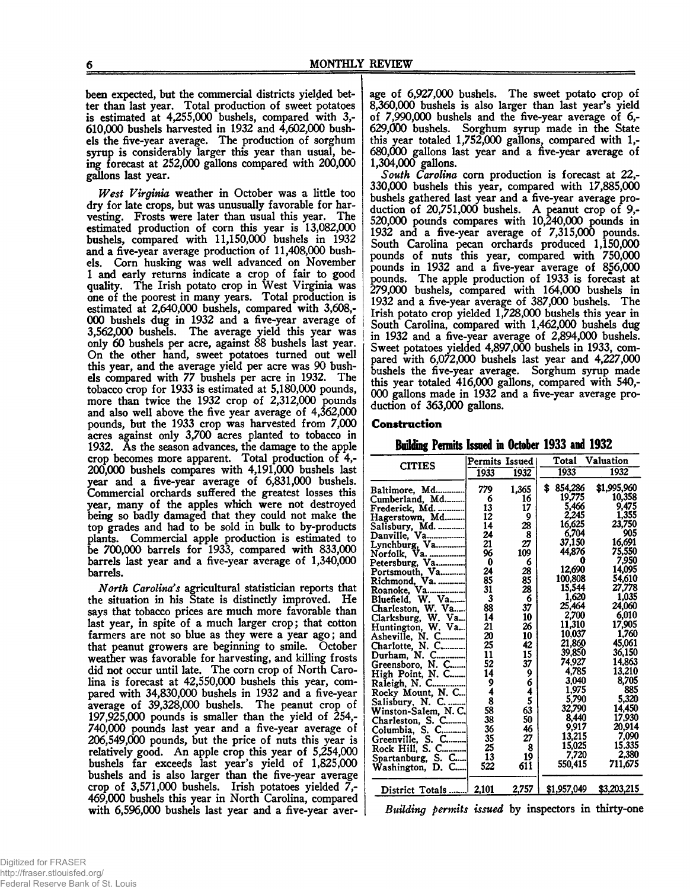been expected, but the commercial districts yielded better than last year. Total production of sweet potatoes is estimated at 4,255,000 bushels, compared with 3,610,000 bushels harvested in 1932 and 4,602,000 bushels the five-year average. The production of sorghum syrup is considerably larger this year than usual, being forecast at 252,000 gallons compared with 200,000 gallons last year.

*West Virginia* weather in October was a little too dry for late crops, but was unusually favorable for harvesting. Frosts were later than usual this year. The estimated production of corn this year is 13,082,000 bushels, compared with 11,150,000 bushels in 1932 and a five-year average production of 11,408,000 bushels. Corn husking was well advanced on November 1 and early returns indicate a crop of fair to good quality. The Irish potato crop in West Virginia was one of the poorest in many years. Total production is estimated at 2,640,000 bushels, compared with 3,608,000 bushels dug in 1932 and a five-year average of 3,562,000 bushels. The average yield this year was only 60 bushels per acre, against 88 bushels last year. On the other hand, sweet potatoes turned out well this year, and the average yield per acre was 90 bushels compared with 77 bushels per acre in 1932. The tobacco crop for 1933 is estimated at 5,180,000 pounds, more than twice the 1932 crop of 2,312,000 pounds and also well above the five year average of 4,362,000 pounds, but the 1933 crop was harvested from 7,000 acres against only 3,700 acres planted to tobacco in 1932. As the season advances, the damage to the apple crop becomes more apparent. Total production of 4,200,000 bushels compares with 4,191,000 bushels last year and a five-year average of 6,831,000 bushels. Commercial orchards suffered the greatest losses this year, many of the apples which were not destroyed being so badly damaged that they could not make the top grades and had to be sold in bulk to by-products plants. Commercial apple production is estimated to be 700,000 barrels for 1933, compared with 833,000 barrels last year and a five-year average of 1,340,000 barrels.

*North Carolina's* agricultural statistician reports that the situation in his State is distinctly improved. He says that tobacco prices are much more favorable than last year, in spite of a much larger crop; that cotton farmers are not so blue as they were a year ago; and that peanut growers are beginning to smile. October weather was favorable for harvesting, and killing frosts did not occur until late. The corn crop of North Carolina is forecast at 42,550,000 bushels this year, compared with 34,830,000 bushels in 1932 and a five-year average of 39,328,000 bushels. The peanut crop of 197,925,000 pounds is smaller than the yield of 254,740,000 pounds last year and a five-year average of 206,549,000 pounds, but the price of nuts this year is relatively good. An apple crop this year of 5,254,000 bushels far exceeds last year's yield of 1,825,000 bushels and is also larger than the five-year average crop of 3,571,000 bushels. Irish potatoes yielded 7,469,000 bushels this year in North Carolina, compared with 6,596,000 bushels last year and a five-year average of 6,927,000 bushels. The sweet potato crop of 8,360,000 bushels is also larger than last year's yield of 7,990,000 bushels and the five-year average of 6,629,000 bushels. Sorghum syrup made in the State this year totaled 1,752,000 gallons, compared with 1,680,000 gallons last year and a five-year average of 1,304,000 gallons.

*South Carolina* corn production is forecast at 22,330,000 bushels this year, compared with 17,885,000 bushels gathered last year and a five-year average production of 20,751,000 bushels. A peanut crop of 9,520,000 pounds compares with 10,240,000 pounds in 1932 and a five-year average of 7,315,000 pounds. South Carolina pecan orchards produced 1,150,000 pounds of nuts this year, compared with 750,000 pounds in 1932 and a five-year average of 856,000 pounds. The apple production of 1933 is forecast at 279,000 bushels, compared with 164,000 bushels in 1932 and a five-year average of 387,000 bushels. The Irish potato crop yielded 1,728,000 bushels this year in South Carolina, compared with 1,462,000 bushels dug in 1932 and a five-year average of 2,894,000 bushels. Sweet potatoes yielded 4,897,000 bushels in 1933, compared with 6,072,000 bushels last year and 4,227,000 bushels the five-year average. Sorghum syrup made this year totaled 416,000 gallons, compared with 540,000 gallons made in 1932 and a five-year average production of 363,000 gallons.

### Construction

**Building Permits Issued in October 1933 and 1932**

| CITIES | Permits Issued | | Total Valuation | |
|---|---|---|---|---|
| | 1933 | 1932 | 1933 | 1932 |
| Baltimore, Md. | 779 | 1,365 | $ 854,286 | $1,995,960 |
| Cumberland, Md. | 6 | 16 | 19,775 | 10,358 |
| Frederick, Md. | 13 | 17 | 5,466 | 9,475 |
| Hagerstown, Md. | 12 | 9 | 2,245 | 1,355 |
| Salisbury, Md. | 14 | 28 | 16,625 | 23,750 |
| Danville, Va. | 24 | 8 | 6,704 | 905 |
| Lynchburg, Va. | 21 | 27 | 37,150 | 16,691 |
| Norfolk, Va. | 96 | 109 | 44,876 | 75,550 |
| Petersburg, Va. | 0 | 6 | 0 | 7,950 |
| Portsmouth, Va. | 24 | 28 | 12,690 | 14,095 |
| Richmond, Va. | 85 | 85 | 100,808 | 54,610 |
| Roanoke, Va. | 31 | 28 | 15,544 | 27,778 |
| Bluefield, W. Va. | 3 | 6 | 1,620 | 1,035 |
| Charleston, W. Va. | 88 | 37 | 25,464 | 24,060 |
| Clarksburg, W. Va. | 14 | 10 | 2,700 | 6,010 |
| Huntington, W. Va. | 21 | 26 | 11,310 | 17,905 |
| Asheville, N. C. | 20 | 10 | 10,037 | 1,760 |
| Charlotte, N. C. | 25 | 42 | 21,860 | 45,061 |
| Durham, N. C. | 11 | 15 | 39,850 | 36,150 |
| Greensboro, N. C. | 52 | 37 | 74,927 | 14,863 |
| High Point, N. C. | 14 | 9 | 4,785 | 13,210 |
| Raleigh, N. C. | 9 | 6 | 3,040 | 8,705 |
| Rocky Mount, N. C. | 4 | 4 | 1,975 | 885 |
| Salisbury, N. C. | 8 | 5 | 5,790 | 5,320 |
| Winston-Salem, N. C. | 58 | 63 | 32,790 | 14,450 |
| Charleston, S. C. | 38 | 50 | 8,440 | 17,930 |
| Columbia, S. C. | 36 | 46 | 9,917 | 20,914 |
| Greenville, S. C. | 35 | 27 | 13,215 | 7,090 |
| Rock Hill, S. C. | 25 | 8 | 15,025 | 15,335 |
| Spartanburg, S. C. | 13 | 19 | 7,720 | 2,380 |
| Washington, D. C. | 522 | 611 | 550,415 | 711,675 |
| District Totals | 2,101 | 2,757 | $1,957,049 | $3,203,215 |

*Building permits issued* by inspectors in thirty-one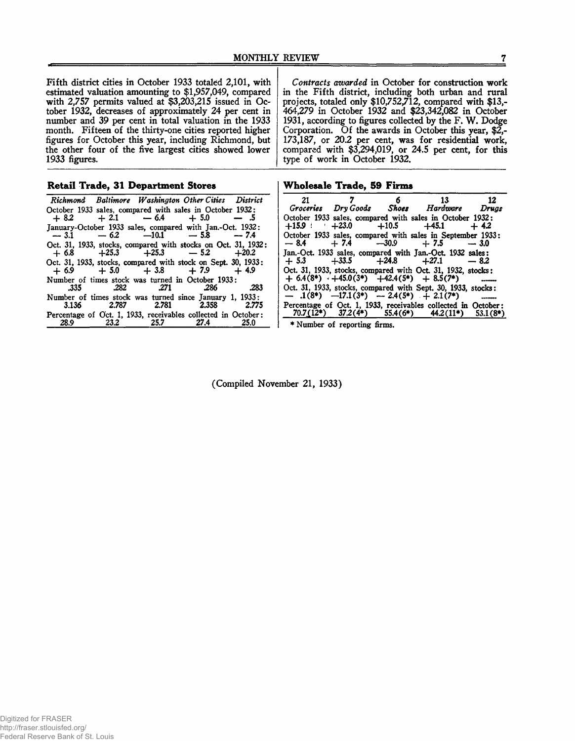Fifth district cities in October 1933 totaled 2,101, with estimated valuation amounting to $1,957,049, compared with 2,757 permits valued at $3,203,215 issued in October 1932, decreases of approximately 24 per cent in number and 39 per cent in total valuation in the 1933 month. Fifteen of the thirty-one cities reported higher figures for October this year, including Richmond, but the other four of the five largest cities showed lower 1933 figures.

*Contracts awarded* in October for construction work in the Fifth district, including both urban and rural projects, totaled only $10,752,712, compared with $13,464,279 in October 1932 and $23,342,082 in October 1931, according to figures collected by the F. W. Dodge Corporation. Of the awards in October this year, $2,173,187, or 20.2 per cent, was for residential work, compared with $3,294,019, or 24.5 per cent, for this type of work in October 1932.

## Retail Trade, 31 Department Stores

| *Richmond* | *Baltimore* | *Washington* | *Other Cities* | *District* |
|---|---|---|---|---|
| October 1933 sales, compared with sales in October 1932: | | | | |
| + 8.2 | + 2.1 | — 6.4 | + 5.0 | — .5 |
| January-October 1933 sales, compared with Jan.-Oct. 1932: | | | | |
| — 3.1 | — 6.2 | —10.1 | — 5.8 | — 7.4 |
| Oct. 31, 1933, stocks, compared with stocks on Oct. 31, 1932: | | | | |
| + 6.8 | +25.3 | +25.3 | — 5.2 | +20.2 |
| Oct. 31, 1933, stocks, compared with stock on Sept. 30, 1933: | | | | |
| + 6.9 | + 5.0 | + 3.8 | + 7.9 | + 4.9 |
| Number of times stock was turned in October 1933: | | | | |
| .335 | .282 | .271 | .286 | .283 |
| Number of times stock was turned since January 1, 1933: | | | | |
| 3.136 | 2.787 | 2.781 | 2.358 | 2.775 |
| Percentage of Oct. 1, 1933, receivables collected in October: | | | | |
| 28.9 | 23.2 | 25.7 | 27.4 | 25.0 |

## Wholesale Trade, 59 Firms

| 21 *Groceries* | 7 *Dry Goods* | 6 *Shoes* | 13 *Hardware* | 12 *Drugs* |
|---|---|---|---|---|
| October 1933 sales, compared with sales in October 1932: | | | | |
| +15.9 | +23.0 | +10.5 | +45.1 | + 4.2 |
| October 1933 sales, compared with sales in September 1933: | | | | |
| — 8.4 | + 7.4 | —30.9 | + 7.5 | — 3.0 |
| Jan.-Oct. 1933 sales, compared with Jan.-Oct. 1932 sales: | | | | |
| + 5.3 | +33.5 | +24.8 | +27.1 | — 8.2 |
| Oct. 31, 1933, stocks, compared with Oct. 31, 1932, stocks: | | | | |
| + 6.4(8*) | +45.0(3*) | +42.4(5*) | + 8.5(7*) | ....... |
| Oct. 31, 1933, stocks, compared with Sept. 30, 1933, stocks: | | | | |
| — .1(8*) | —17.1(3*) | — 2.4(5*) | + 2.1(7*) | ....... |
| Percentage of Oct. 1, 1933, receivables collected in October: | | | | |
| 70.7(12*) | 37.2(4*) | 55.4(6*) | 44.2(11*) | 53.1(8*) |

\* Number of reporting firms.

(Compiled November 21, 1933)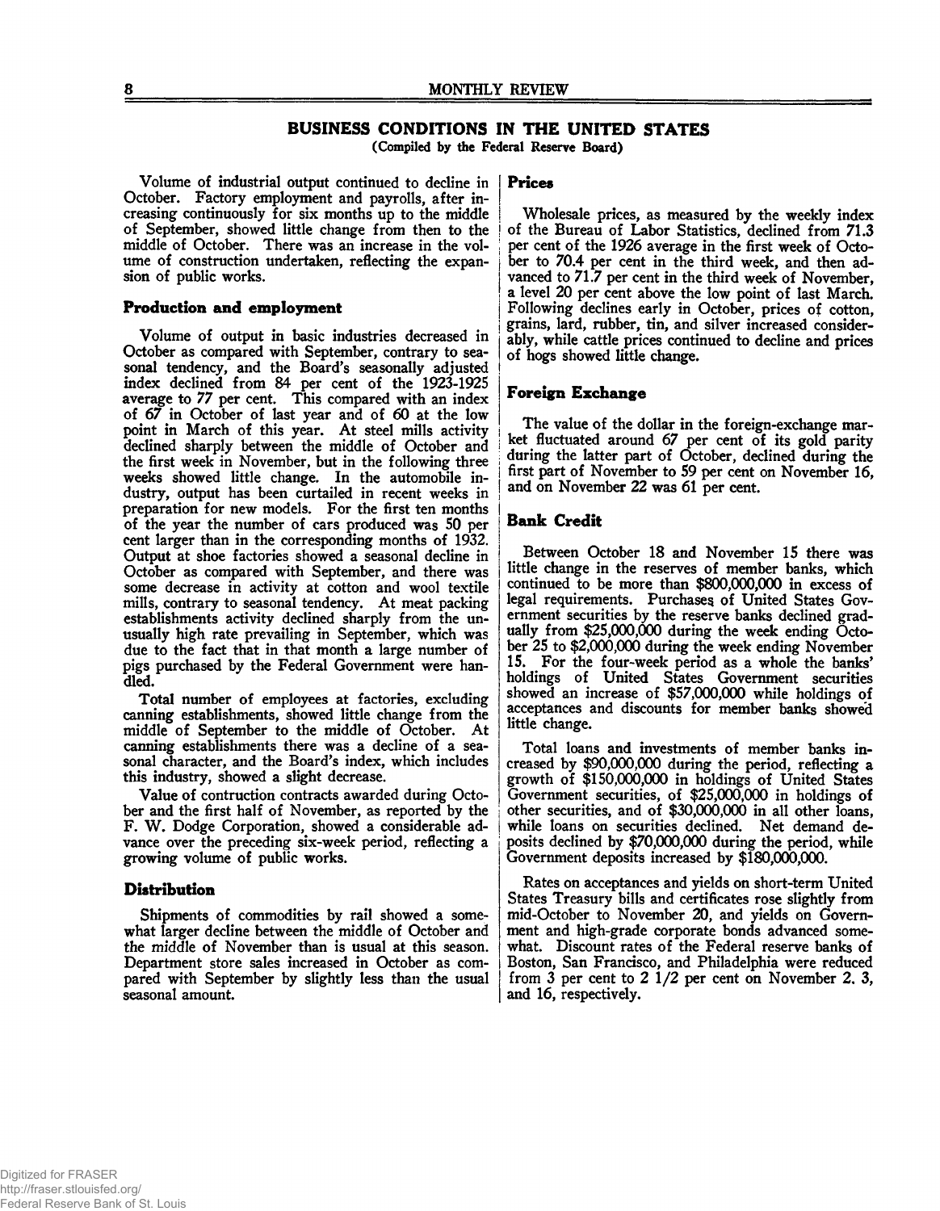## BUSINESS CONDITIONS IN THE UNITED STATES

(Compiled by the Federal Reserve Board)

Volume of industrial output continued to decline in October. Factory employment and payrolls, after increasing continuously for six months up to the middle of September, showed little change from then to the middle of October. There was an increase in the volume of construction undertaken, reflecting the expansion of public works.

### Production and employment

Volume of output in basic industries decreased in October as compared with September, contrary to seasonal tendency, and the Board's seasonally adjusted index declined from 84 per cent of the 1923-1925 average to 77 per cent. This compared with an index of 67 in October of last year and of 60 at the low point in March of this year. At steel mills activity declined sharply between the middle of October and the first week in November, but in the following three weeks showed little change. In the automobile industry, output has been curtailed in recent weeks in preparation for new models. For the first ten months of the year the number of cars produced was 50 per cent larger than in the corresponding months of 1932. Output at shoe factories showed a seasonal decline in October as compared with September, and there was some decrease in activity at cotton and wool textile mills, contrary to seasonal tendency. At meat packing establishments activity declined sharply from the unusually high rate prevailing in September, which was due to the fact that in that month a large number of pigs purchased by the Federal Government were handled.

Total number of employees at factories, excluding canning establishments, showed little change from the middle of September to the middle of October. At canning establishments there was a decline of a seasonal character, and the Board's index, which includes this industry, showed a slight decrease.

Value of contruction contracts awarded during October and the first half of November, as reported by the F. W. Dodge Corporation, showed a considerable advance over the preceding six-week period, reflecting a growing volume of public works.

### Distribution

Shipments of commodities by rail showed a somewhat larger decline between the middle of October and the middle of November than is usual at this season. Department store sales increased in October as compared with September by slightly less than the usual seasonal amount.

### Prices

Wholesale prices, as measured by the weekly index of the Bureau of Labor Statistics, declined from 71.3 per cent of the 1926 average in the first week of October to 70.4 per cent in the third week, and then advanced to 71.7 per cent in the third week of November, a level 20 per cent above the low point of last March. Following declines early in October, prices of cotton, grains, lard, rubber, tin, and silver increased considerably, while cattle prices continued to decline and prices of hogs showed little change.

### Foreign Exchange

The value of the dollar in the foreign-exchange market fluctuated around 67 per cent of its gold parity during the latter part of October, declined during the first part of November to 59 per cent on November 16, and on November 22 was 61 per cent.

### Bank Credit

Between October 18 and November 15 there was little change in the reserves of member banks, which continued to be more than $800,000,000 in excess of legal requirements. Purchases of United States Government securities by the reserve banks declined gradually from $25,000,000 during the week ending October 25 to $2,000,000 during the week ending November 15. For the four-week period as a whole the banks' holdings of United States Government securities showed an increase of $57,000,000 while holdings of acceptances and discounts for member banks showed little change.

Total loans and investments of member banks increased by $90,000,000 during the period, reflecting a growth of $150,000,000 in holdings of United States Government securities, of $25,000,000 in holdings of other securities, and of $30,000,000 in all other loans, while loans on securities declined. Net demand deposits declined by $70,000,000 during the period, while Government deposits increased by $180,000,000.

Rates on acceptances and yields on short-term United States Treasury bills and certificates rose slightly from mid-October to November 20, and yields on Government and high-grade corporate bonds advanced somewhat. Discount rates of the Federal reserve banks of Boston, San Francisco, and Philadelphia were reduced from 3 per cent to 2 1/2 per cent on November 2, 3, and 16, respectively.